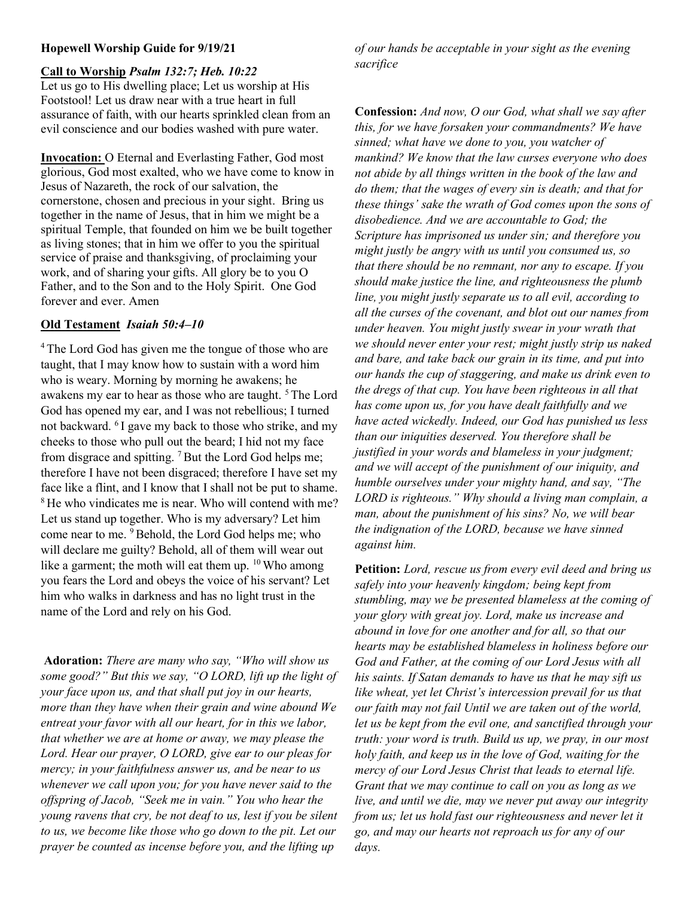**Hopewell Worship Guide for 9/19/21**

**Call to Worship** ***Psalm 132:7; Heb. 10:22***

Let us go to His dwelling place; Let us worship at His Footstool! Let us draw near with a true heart in full assurance of faith, with our hearts sprinkled clean from an evil conscience and our bodies washed with pure water.

**Invocation:** O Eternal and Everlasting Father, God most glorious, God most exalted, who we have come to know in Jesus of Nazareth, the rock of our salvation, the cornerstone, chosen and precious in your sight. Bring us together in the name of Jesus, that in him we might be a spiritual Temple, that founded on him we be built together as living stones; that in him we offer to you the spiritual service of praise and thanksgiving, of proclaiming your work, and of sharing your gifts. All glory be to you O Father, and to the Son and to the Holy Spirit. One God forever and ever. Amen

**Old Testament** ***Isaiah 50:4–10***

[4] The Lord God has given me the tongue of those who are taught, that I may know how to sustain with a word him who is weary. Morning by morning he awakens; he awakens my ear to hear as those who are taught. [5] The Lord God has opened my ear, and I was not rebellious; I turned not backward. [6] I gave my back to those who strike, and my cheeks to those who pull out the beard; I hid not my face from disgrace and spitting. [7] But the Lord God helps me; therefore I have not been disgraced; therefore I have set my face like a flint, and I know that I shall not be put to shame. [8] He who vindicates me is near. Who will contend with me? Let us stand up together. Who is my adversary? Let him come near to me. [9] Behold, the Lord God helps me; who will declare me guilty? Behold, all of them will wear out like a garment; the moth will eat them up. [10] Who among you fears the Lord and obeys the voice of his servant? Let him who walks in darkness and has no light trust in the name of the Lord and rely on his God.

**Adoration:** *There are many who say, "Who will show us some good?" But this we say, "O LORD, lift up the light of your face upon us, and that shall put joy in our hearts, more than they have when their grain and wine abound We entreat your favor with all our heart, for in this we labor, that whether we are at home or away, we may please the Lord. Hear our prayer, O LORD, give ear to our pleas for mercy; in your faithfulness answer us, and be near to us whenever we call upon you; for you have never said to the offspring of Jacob, "Seek me in vain." You who hear the young ravens that cry, be not deaf to us, lest if you be silent to us, we become like those who go down to the pit. Let our prayer be counted as incense before you, and the lifting up of our hands be acceptable in your sight as the evening sacrifice*

**Confession:** *And now, O our God, what shall we say after this, for we have forsaken your commandments? We have sinned; what have we done to you, you watcher of mankind? We know that the law curses everyone who does not abide by all things written in the book of the law and do them; that the wages of every sin is death; and that for these things' sake the wrath of God comes upon the sons of disobedience. And we are accountable to God; the Scripture has imprisoned us under sin; and therefore you might justly be angry with us until you consumed us, so that there should be no remnant, nor any to escape. If you should make justice the line, and righteousness the plumb line, you might justly separate us to all evil, according to all the curses of the covenant, and blot out our names from under heaven. You might justly swear in your wrath that we should never enter your rest; might justly strip us naked and bare, and take back our grain in its time, and put into our hands the cup of staggering, and make us drink even to the dregs of that cup. You have been righteous in all that has come upon us, for you have dealt faithfully and we have acted wickedly. Indeed, our God has punished us less than our iniquities deserved. You therefore shall be justified in your words and blameless in your judgment; and we will accept of the punishment of our iniquity, and humble ourselves under your mighty hand, and say, "The LORD is righteous." Why should a living man complain, a man, about the punishment of his sins? No, we will bear the indignation of the LORD, because we have sinned against him.*

**Petition:** *Lord, rescue us from every evil deed and bring us safely into your heavenly kingdom; being kept from stumbling, may we be presented blameless at the coming of your glory with great joy. Lord, make us increase and abound in love for one another and for all, so that our hearts may be established blameless in holiness before our God and Father, at the coming of our Lord Jesus with all his saints. If Satan demands to have us that he may sift us like wheat, yet let Christ's intercession prevail for us that our faith may not fail Until we are taken out of the world, let us be kept from the evil one, and sanctified through your truth: your word is truth. Build us up, we pray, in our most holy faith, and keep us in the love of God, waiting for the mercy of our Lord Jesus Christ that leads to eternal life. Grant that we may continue to call on you as long as we live, and until we die, may we never put away our integrity from us; let us hold fast our righteousness and never let it go, and may our hearts not reproach us for any of our days.*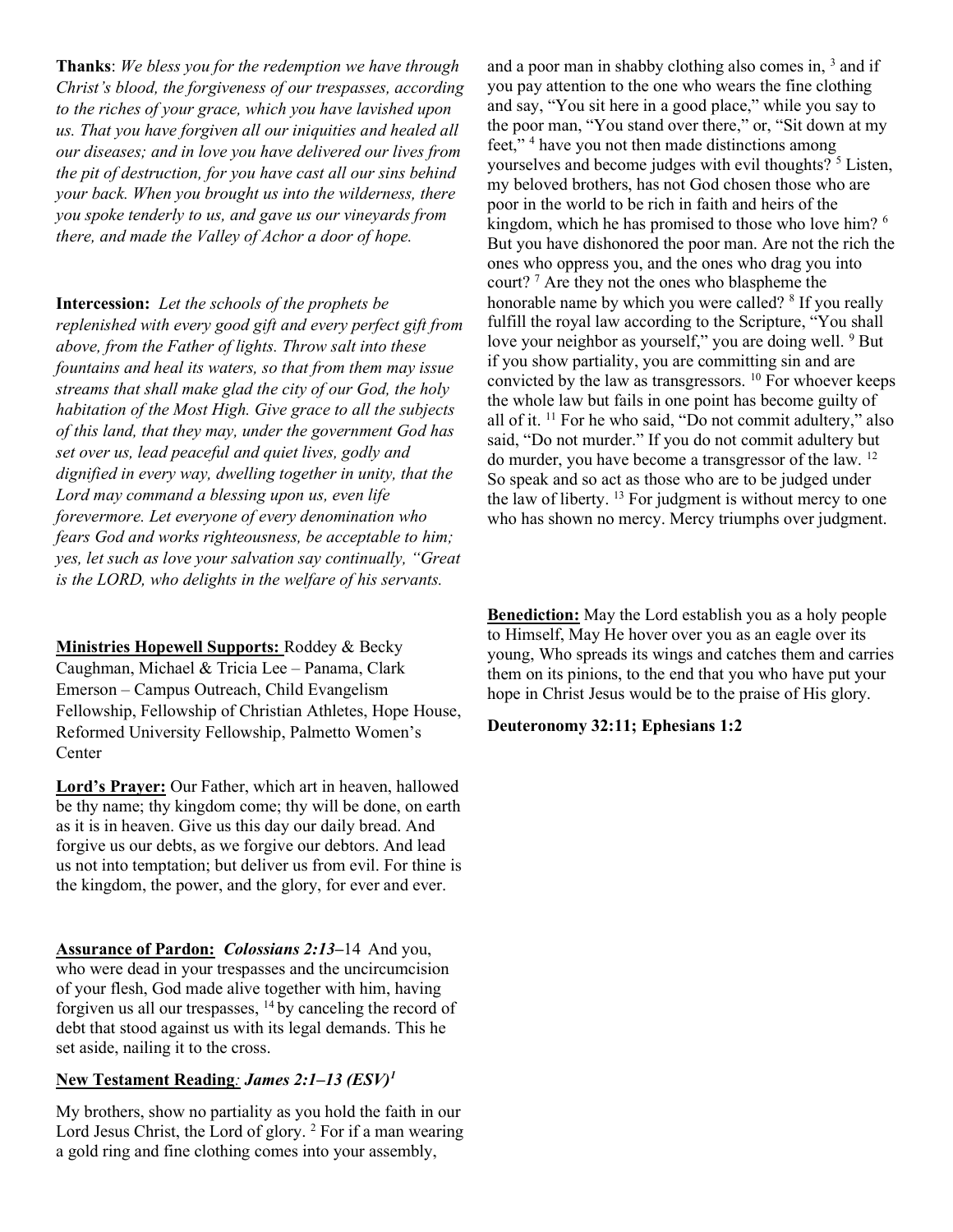**Thanks**: *We bless you for the redemption we have through Christ's blood, the forgiveness of our trespasses, according to the riches of your grace, which you have lavished upon us. That you have forgiven all our iniquities and healed all our diseases; and in love you have delivered our lives from the pit of destruction, for you have cast all our sins behind your back. When you brought us into the wilderness, there you spoke tenderly to us, and gave us our vineyards from there, and made the Valley of Achor a door of hope.*

**Intercession:** *Let the schools of the prophets be replenished with every good gift and every perfect gift from above, from the Father of lights. Throw salt into these fountains and heal its waters, so that from them may issue streams that shall make glad the city of our God, the holy habitation of the Most High. Give grace to all the subjects of this land, that they may, under the government God has set over us, lead peaceful and quiet lives, godly and dignified in every way, dwelling together in unity, that the Lord may command a blessing upon us, even life forevermore. Let everyone of every denomination who fears God and works righteousness, be acceptable to him; yes, let such as love your salvation say continually, "Great is the LORD, who delights in the welfare of his servants.*

**Ministries Hopewell Supports:** Roddey & Becky Caughman, Michael & Tricia Lee – Panama, Clark Emerson – Campus Outreach, Child Evangelism Fellowship, Fellowship of Christian Athletes, Hope House, Reformed University Fellowship, Palmetto Women's Center

**Lord's Prayer:** Our Father, which art in heaven, hallowed be thy name; thy kingdom come; thy will be done, on earth as it is in heaven. Give us this day our daily bread. And forgive us our debts, as we forgive our debtors. And lead us not into temptation; but deliver us from evil. For thine is the kingdom, the power, and the glory, for ever and ever.

**Assurance of Pardon:** ***Colossians 2:13–*14** And you, who were dead in your trespasses and the uncircumcision of your flesh, God made alive together with him, having forgiven us all our trespasses, [14] by canceling the record of debt that stood against us with its legal demands. This he set aside, nailing it to the cross.

**New Testament Reading*: James 2:1–13 (ESV)*[1]**

My brothers, show no partiality as you hold the faith in our Lord Jesus Christ, the Lord of glory. [2] For if a man wearing a gold ring and fine clothing comes into your assembly, and a poor man in shabby clothing also comes in, [3] and if you pay attention to the one who wears the fine clothing and say, "You sit here in a good place," while you say to the poor man, "You stand over there," or, "Sit down at my feet," [4] have you not then made distinctions among yourselves and become judges with evil thoughts? [5] Listen, my beloved brothers, has not God chosen those who are poor in the world to be rich in faith and heirs of the kingdom, which he has promised to those who love him? [6] But you have dishonored the poor man. Are not the rich the ones who oppress you, and the ones who drag you into court? [7] Are they not the ones who blaspheme the honorable name by which you were called? [8] If you really fulfill the royal law according to the Scripture, "You shall love your neighbor as yourself," you are doing well. [9] But if you show partiality, you are committing sin and are convicted by the law as transgressors. [10] For whoever keeps the whole law but fails in one point has become guilty of all of it. [11] For he who said, "Do not commit adultery," also said, "Do not murder." If you do not commit adultery but do murder, you have become a transgressor of the law. [12] So speak and so act as those who are to be judged under the law of liberty. [13] For judgment is without mercy to one who has shown no mercy. Mercy triumphs over judgment.

**Benediction:** May the Lord establish you as a holy people to Himself, May He hover over you as an eagle over its young, Who spreads its wings and catches them and carries them on its pinions, to the end that you who have put your hope in Christ Jesus would be to the praise of His glory.

**Deuteronomy 32:11; Ephesians 1:2**